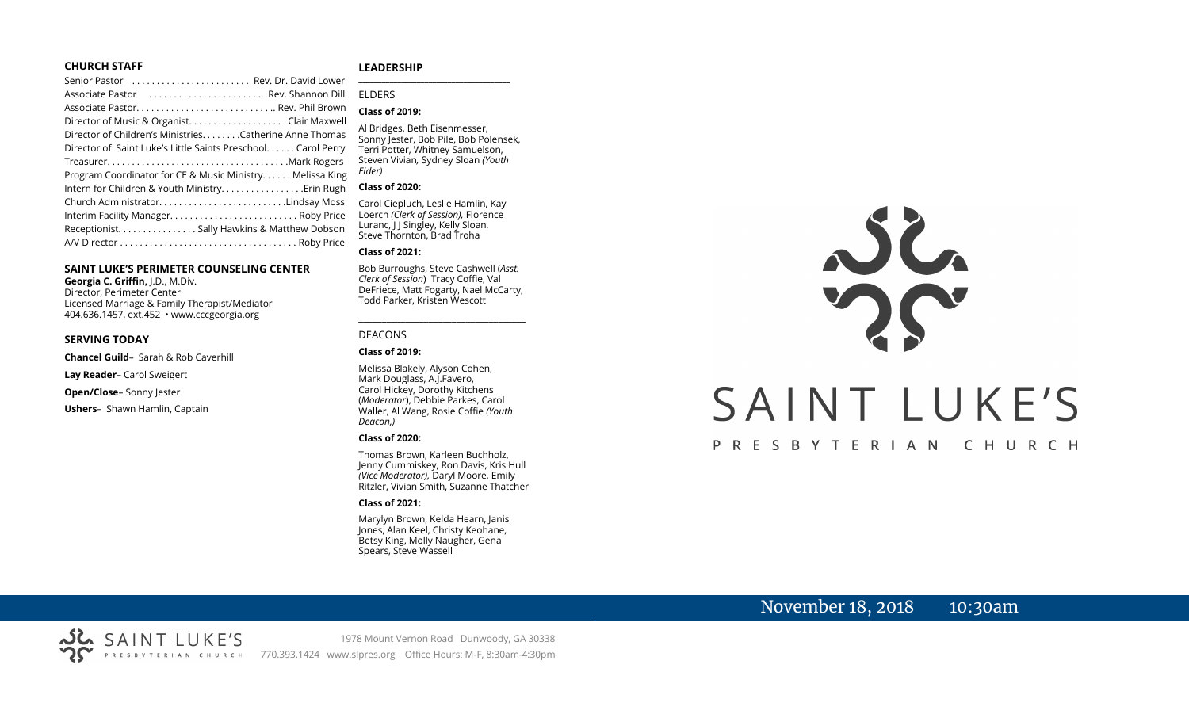## CHURCH STAFF

Senior Pastor . . . . . . . . . . . . . . . . . . . . . . . . Rev. Dr. David Lower
Associate Pastor . . . . . . . . . . . . . . . . . . . . . . .. Rev. Shannon Dill
Associate Pastor. . . . . . . . . . . . . . . . . . . . . . . . . . .. Rev. Phil Brown
Director of Music & Organist. . . . . . . . . . . . . . . . . . Clair Maxwell
Director of Children's Ministries. . . . . . . .Catherine Anne Thomas
Director of Saint Luke's Little Saints Preschool. . . . . . Carol Perry
Treasurer. . . . . . . . . . . . . . . . . . . . . . . . . . . . . . . . . . . .Mark Rogers
Program Coordinator for CE & Music Ministry. . . . . . Melissa King
Intern for Children & Youth Ministry. . . . . . . . . . . . . . . . .Erin Rugh
Church Administrator. . . . . . . . . . . . . . . . . . . . . . . . . .Lindsay Moss
Interim Facility Manager. . . . . . . . . . . . . . . . . . . . . . . . . Roby Price
Receptionist. . . . . . . . . . . . . . . . Sally Hawkins & Matthew Dobson
A/V Director . . . . . . . . . . . . . . . . . . . . . . . . . . . . . . . . . . . . Roby Price

## SAINT LUKE'S PERIMETER COUNSELING CENTER

**Georgia C. Griffin,** J.D., M.Div.
Director, Perimeter Center
Licensed Marriage & Family Therapist/Mediator
404.636.1457, ext.452 • www.cccgeorgia.org

## SERVING TODAY

**Chancel Guild**– Sarah & Rob Caverhill

**Lay Reader**– Carol Sweigert

**Open/Close**– Sonny Jester

**Ushers**– Shawn Hamlin, Captain

## LEADERSHIP

ELDERS

**Class of 2019:**

Al Bridges, Beth Eisenmesser, Sonny Jester, Bob Pile, Bob Polensek, Terri Potter, Whitney Samuelson, Steven Vivian*,* Sydney Sloan *(Youth Elder)*

**Class of 2020:**

Carol Ciepluch, Leslie Hamlin, Kay Loerch *(Clerk of Session),* Florence Luranc, J J Singley, Kelly Sloan, Steve Thornton, Brad Troha

**Class of 2021:**

Bob Burroughs, Steve Cashwell (*Asst. Clerk of Session*) Tracy Coffie, Val DeFriece, Matt Fogarty, Nael McCarty, Todd Parker, Kristen Wescott

DEACONS

**Class of 2019:**

Melissa Blakely, Alyson Cohen, Mark Douglass, A.J.Favero, Carol Hickey, Dorothy Kitchens (*Moderator*), Debbie Parkes, Carol Waller, Al Wang, Rosie Coffie *(Youth Deacon,)*

**Class of 2020:**

Thomas Brown, Karleen Buchholz, Jenny Cummiskey, Ron Davis, Kris Hull *(Vice Moderator),* Daryl Moore, Emily Ritzler, Vivian Smith, Suzanne Thatcher

**Class of 2021:**

Marylyn Brown, Kelda Hearn, Janis Jones, Alan Keel, Christy Keohane, Betsy King, Molly Naugher, Gena Spears, Steve Wassell

# SAINT LUKE'S

PRESBYTERIAN CHURCH

November 18, 2018 10:30am

SAINT LUKE'S PRESBYTERIAN CHURCH

1978 Mount Vernon Road Dunwoody, GA 30338
770.393.1424 www.slpres.org Office Hours: M-F, 8:30am-4:30pm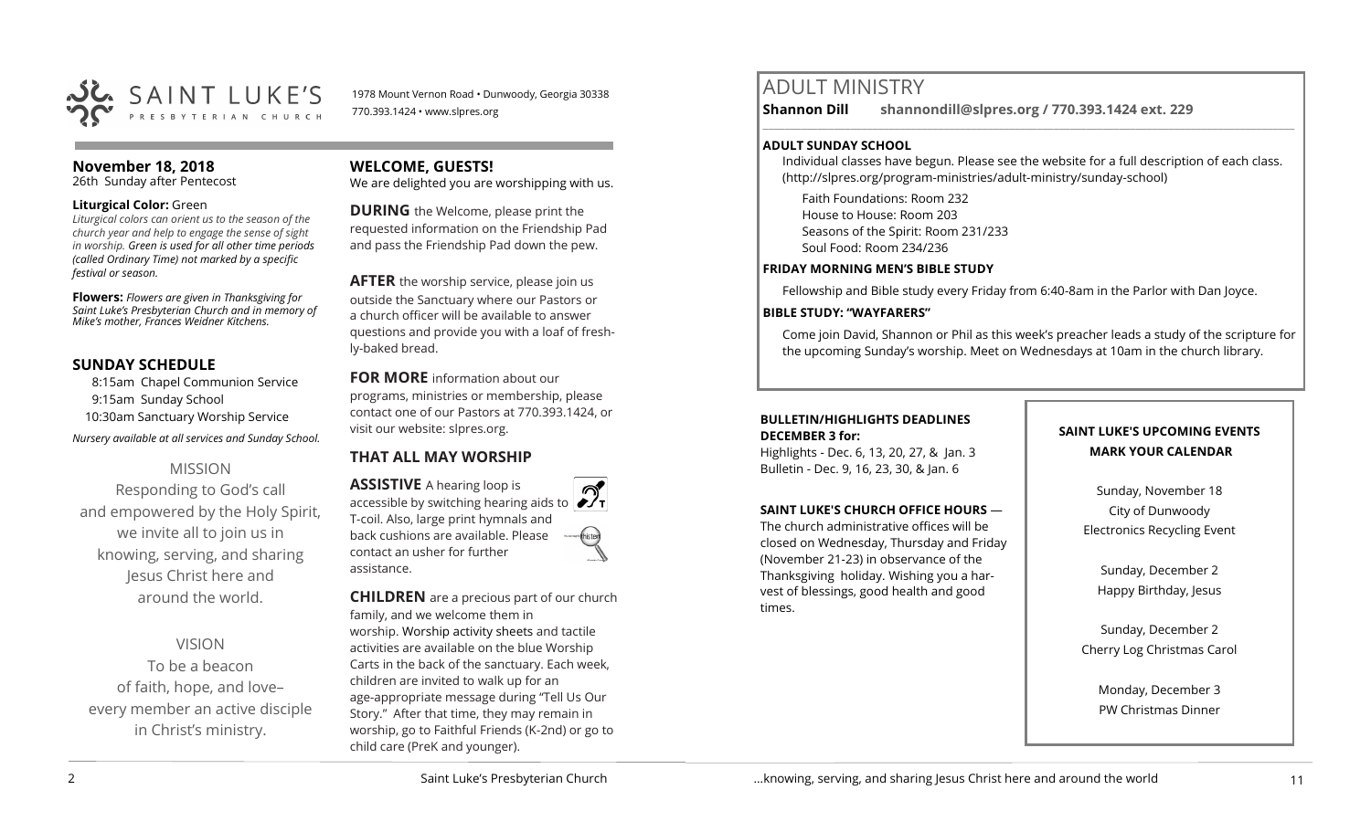# SAINT LUKE'S PRESBYTERIAN CHURCH

1978 Mount Vernon Road • Dunwoody, Georgia 30338
770.393.1424 • www.slpres.org

## November 18, 2018

26th Sunday after Pentecost

**Liturgical Color:** Green

*Liturgical colors can orient us to the season of the church year and help to engage the sense of sight in worship. Green is used for all other time periods (called Ordinary Time) not marked by a specific festival or season.*

**Flowers:** *Flowers are given in Thanksgiving for Saint Luke's Presbyterian Church and in memory of Mike's mother, Frances Weidner Kitchens.*

## SUNDAY SCHEDULE

8:15am Chapel Communion Service
9:15am Sunday School
10:30am Sanctuary Worship Service

*Nursery available at all services and Sunday School.*

### MISSION

Responding to God's call and empowered by the Holy Spirit, we invite all to join us in knowing, serving, and sharing Jesus Christ here and around the world.

### VISION

To be a beacon of faith, hope, and love– every member an active disciple in Christ's ministry.

## WELCOME, GUESTS!

We are delighted you are worshipping with us.

**DURING** the Welcome, please print the requested information on the Friendship Pad and pass the Friendship Pad down the pew.

**AFTER** the worship service, please join us outside the Sanctuary where our Pastors or a church officer will be available to answer questions and provide you with a loaf of fresh-ly-baked bread.

**FOR MORE** information about our programs, ministries or membership, please contact one of our Pastors at 770.393.1424, or visit our website: slpres.org.

## THAT ALL MAY WORSHIP

**ASSISTIVE** A hearing loop is accessible by switching hearing aids to T-coil. Also, large print hymnals and back cushions are available. Please contact an usher for further assistance.

**CHILDREN** are a precious part of our church family, and we welcome them in worship. Worship activity sheets and tactile activities are available on the blue Worship Carts in the back of the sanctuary. Each week, children are invited to walk up for an age-appropriate message during "Tell Us Our Story." After that time, they may remain in worship, go to Faithful Friends (K-2nd) or go to child care (PreK and younger).

# ADULT MINISTRY

**Shannon Dill shannondill@slpres.org / 770.393.1424 ext. 229**

### ADULT SUNDAY SCHOOL

Individual classes have begun. Please see the website for a full description of each class. (http://slpres.org/program-ministries/adult-ministry/sunday-school)

Faith Foundations: Room 232
House to House: Room 203
Seasons of the Spirit: Room 231/233
Soul Food: Room 234/236

### FRIDAY MORNING MEN'S BIBLE STUDY

Fellowship and Bible study every Friday from 6:40-8am in the Parlor with Dan Joyce.

### BIBLE STUDY: "WAYFARERS"

Come join David, Shannon or Phil as this week's preacher leads a study of the scripture for the upcoming Sunday's worship. Meet on Wednesdays at 10am in the church library.

### BULLETIN/HIGHLIGHTS DEADLINES DECEMBER 3 for:

Highlights - Dec. 6, 13, 20, 27, & Jan. 3
Bulletin - Dec. 9, 16, 23, 30, & Jan. 6

**SAINT LUKE'S CHURCH OFFICE HOURS** — The church administrative offices will be closed on Wednesday, Thursday and Friday (November 21-23) in observance of the Thanksgiving holiday. Wishing you a harvest of blessings, good health and good times.

### SAINT LUKE'S UPCOMING EVENTS MARK YOUR CALENDAR

Sunday, November 18
City of Dunwoody
Electronics Recycling Event

Sunday, December 2
Happy Birthday, Jesus

Sunday, December 2
Cherry Log Christmas Carol

Monday, December 3
PW Christmas Dinner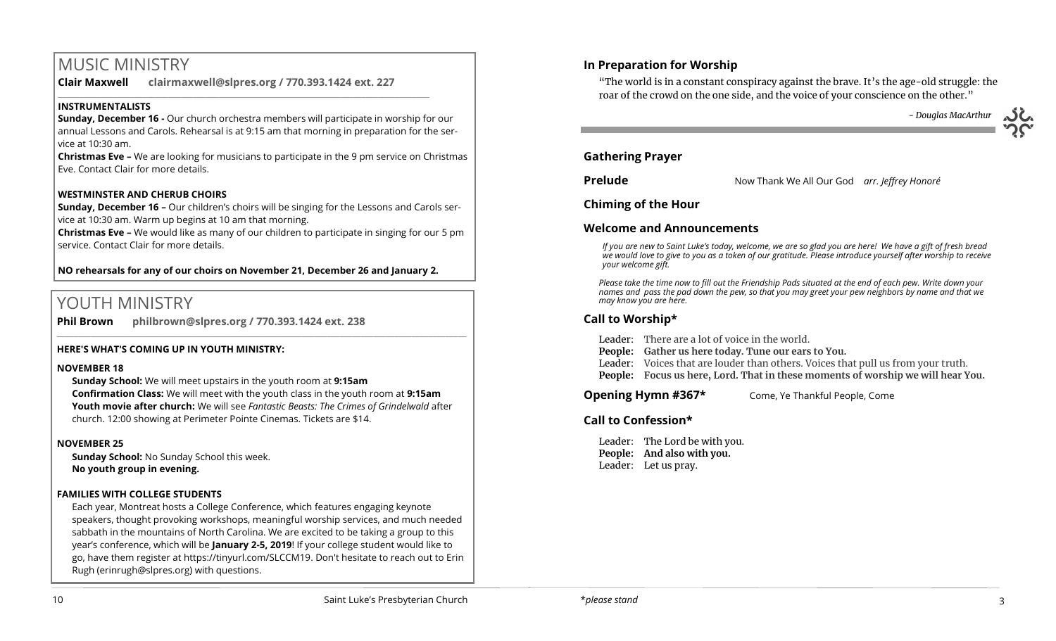# MUSIC MINISTRY

**Clair Maxwell clairmaxwell@slpres.org / 770.393.1424 ext. 227**

### INSTRUMENTALISTS

**Sunday, December 16 -** Our church orchestra members will participate in worship for our annual Lessons and Carols. Rehearsal is at 9:15 am that morning in preparation for the service at 10:30 am.

**Christmas Eve –** We are looking for musicians to participate in the 9 pm service on Christmas Eve. Contact Clair for more details.

### WESTMINSTER AND CHERUB CHOIRS

**Sunday, December 16 –** Our children's choirs will be singing for the Lessons and Carols service at 10:30 am. Warm up begins at 10 am that morning.

**Christmas Eve –** We would like as many of our children to participate in singing for our 5 pm service. Contact Clair for more details.

**NO rehearsals for any of our choirs on November 21, December 26 and January 2.**

# YOUTH MINISTRY

**Phil Brown philbrown@slpres.org / 770.393.1424 ext. 238**

### HERE'S WHAT'S COMING UP IN YOUTH MINISTRY:

**NOVEMBER 18**

**Sunday School:** We will meet upstairs in the youth room at **9:15am**
**Confirmation Class:** We will meet with the youth class in the youth room at **9:15am**
**Youth movie after church:** We will see *Fantastic Beasts: The Crimes of Grindelwald* after church. 12:00 showing at Perimeter Pointe Cinemas. Tickets are $14.

**NOVEMBER 25**

**Sunday School:** No Sunday School this week.
**No youth group in evening.**

**FAMILIES WITH COLLEGE STUDENTS**

Each year, Montreat hosts a College Conference, which features engaging keynote speakers, thought provoking workshops, meaningful worship services, and much needed sabbath in the mountains of North Carolina. We are excited to be taking a group to this year's conference, which will be **January 2-5, 2019**! If your college student would like to go, have them register at https://tinyurl.com/SLCCM19. Don't hesitate to reach out to Erin Rugh (erinrugh@slpres.org) with questions.

## In Preparation for Worship

"The world is in a constant conspiracy against the brave. It's the age-old struggle: the roar of the crowd on the one side, and the voice of your conscience on the other."

*- Douglas MacArthur*

## Gathering Prayer

**Prelude** Now Thank We All Our God *arr. Jeffrey Honoré*

## Chiming of the Hour

## Welcome and Announcements

*If you are new to Saint Luke's today, welcome, we are so glad you are here! We have a gift of fresh bread we would love to give to you as a token of our gratitude. Please introduce yourself after worship to receive your welcome gift.*

*Please take the time now to fill out the Friendship Pads situated at the end of each pew. Write down your names and pass the pad down the pew, so that you may greet your pew neighbors by name and that we may know you are here.*

## Call to Worship*

Leader: There are a lot of voice in the world.
**People: Gather us here today. Tune our ears to You.**
Leader: Voices that are louder than others. Voices that pull us from your truth.
**People: Focus us here, Lord. That in these moments of worship we will hear You.**

**Opening Hymn #367*** Come, Ye Thankful People, Come

## Call to Confession*

Leader: The Lord be with you.
**People: And also with you.**
Leader: Let us pray.

*please stand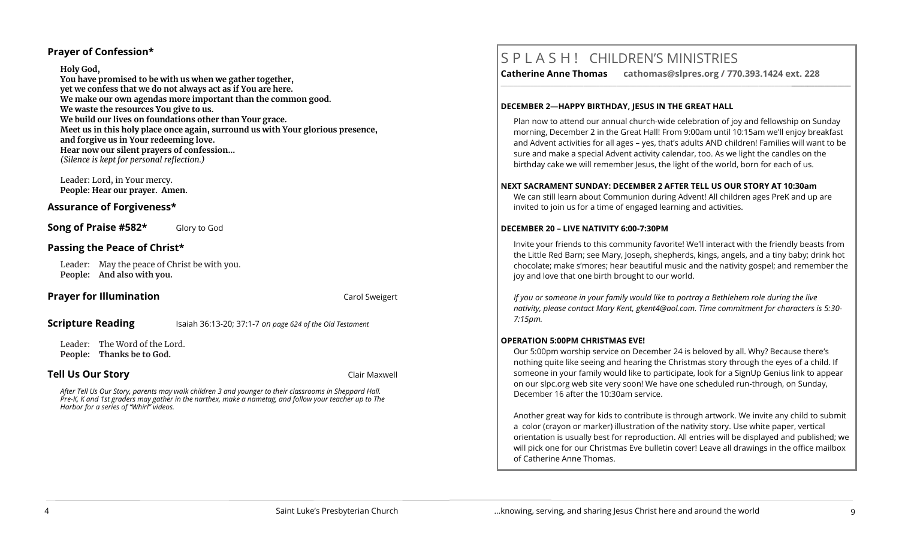## Prayer of Confession*

**Holy God,**
**You have promised to be with us when we gather together,**
**yet we confess that we do not always act as if You are here.**
**We make our own agendas more important than the common good.**
**We waste the resources You give to us.**
**We build our lives on foundations other than Your grace.**
**Meet us in this holy place once again, surround us with Your glorious presence,**
**and forgive us in Your redeeming love.**
**Hear now our silent prayers of confession…**
*(Silence is kept for personal reflection.)*

Leader: Lord, in Your mercy.
**People: Hear our prayer. Amen.**

## Assurance of Forgiveness*

**Song of Praise #582*** Glory to God

## Passing the Peace of Christ*

Leader: May the peace of Christ be with you.
**People: And also with you.**

**Prayer for Illumination** Carol Sweigert

**Scripture Reading** Isaiah 36:13-20; 37:1-7 *on page 624 of the Old Testament*

Leader: The Word of the Lord.
**People: Thanks be to God.**

**Tell Us Our Story** Clair Maxwell

*After Tell Us Our Story, parents may walk children 3 and younger to their classrooms in Sheppard Hall. Pre-K, K and 1st graders may gather in the narthex, make a nametag, and follow your teacher up to The Harbor for a series of "Whirl" videos.*

# S P L A S H ! CHILDREN'S MINISTRIES

**Catherine Anne Thomas cathomas@slpres.org / 770.393.1424 ext. 228**

**DECEMBER 2—HAPPY BIRTHDAY, JESUS IN THE GREAT HALL**

Plan now to attend our annual church-wide celebration of joy and fellowship on Sunday morning, December 2 in the Great Hall! From 9:00am until 10:15am we'll enjoy breakfast and Advent activities for all ages – yes, that's adults AND children! Families will want to be sure and make a special Advent activity calendar, too. As we light the candles on the birthday cake we will remember Jesus, the light of the world, born for each of us.

**NEXT SACRAMENT SUNDAY: DECEMBER 2 AFTER TELL US OUR STORY AT 10:30am**

We can still learn about Communion during Advent! All children ages PreK and up are invited to join us for a time of engaged learning and activities.

**DECEMBER 20 – LIVE NATIVITY 6:00-7:30PM**

Invite your friends to this community favorite! We'll interact with the friendly beasts from the Little Red Barn; see Mary, Joseph, shepherds, kings, angels, and a tiny baby; drink hot chocolate; make s'mores; hear beautiful music and the nativity gospel; and remember the joy and love that one birth brought to our world.

*If you or someone in your family would like to portray a Bethlehem role during the live nativity, please contact Mary Kent, gkent4@aol.com. Time commitment for characters is 5:30-7:15pm.*

**OPERATION 5:00PM CHRISTMAS EVE!**

Our 5:00pm worship service on December 24 is beloved by all. Why? Because there's nothing quite like seeing and hearing the Christmas story through the eyes of a child. If someone in your family would like to participate, look for a SignUp Genius link to appear on our slpc.org web site very soon! We have one scheduled run-through, on Sunday, December 16 after the 10:30am service.

Another great way for kids to contribute is through artwork. We invite any child to submit a color (crayon or marker) illustration of the nativity story. Use white paper, vertical orientation is usually best for reproduction. All entries will be displayed and published; we will pick one for our Christmas Eve bulletin cover! Leave all drawings in the office mailbox of Catherine Anne Thomas.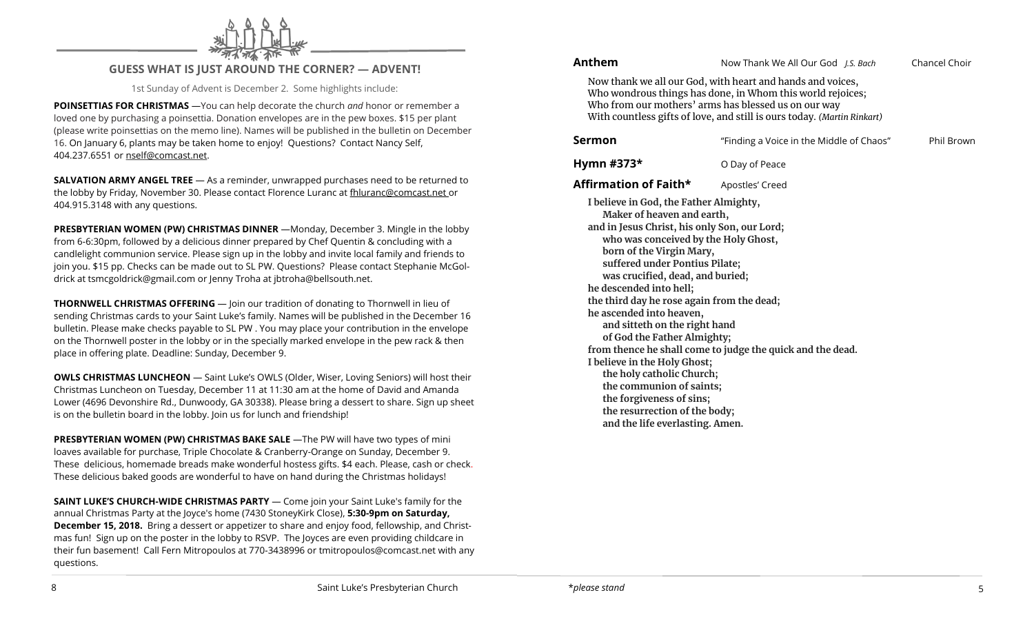## GUESS WHAT IS JUST AROUND THE CORNER? — ADVENT!

1st Sunday of Advent is December 2. Some highlights include:

**POINSETTIAS FOR CHRISTMAS** —You can help decorate the church *and* honor or remember a loved one by purchasing a poinsettia. Donation envelopes are in the pew boxes. $15 per plant (please write poinsettias on the memo line). Names will be published in the bulletin on December 16. On January 6, plants may be taken home to enjoy! Questions? Contact Nancy Self, 404.237.6551 or nself@comcast.net.

**SALVATION ARMY ANGEL TREE** — As a reminder, unwrapped purchases need to be returned to the lobby by Friday, November 30. Please contact Florence Luranc at fhluranc@comcast.net or 404.915.3148 with any questions.

**PRESBYTERIAN WOMEN (PW) CHRISTMAS DINNER** —Monday, December 3. Mingle in the lobby from 6-6:30pm, followed by a delicious dinner prepared by Chef Quentin & concluding with a candlelight communion service. Please sign up in the lobby and invite local family and friends to join you. $15 pp. Checks can be made out to SL PW. Questions? Please contact Stephanie McGoldrick at tsmcgoldrick@gmail.com or Jenny Troha at jbtroha@bellsouth.net.

**THORNWELL CHRISTMAS OFFERING** — Join our tradition of donating to Thornwell in lieu of sending Christmas cards to your Saint Luke's family. Names will be published in the December 16 bulletin. Please make checks payable to SL PW . You may place your contribution in the envelope on the Thornwell poster in the lobby or in the specially marked envelope in the pew rack & then place in offering plate. Deadline: Sunday, December 9.

**OWLS CHRISTMAS LUNCHEON** — Saint Luke's OWLS (Older, Wiser, Loving Seniors) will host their Christmas Luncheon on Tuesday, December 11 at 11:30 am at the home of David and Amanda Lower (4696 Devonshire Rd., Dunwoody, GA 30338). Please bring a dessert to share. Sign up sheet is on the bulletin board in the lobby. Join us for lunch and friendship!

**PRESBYTERIAN WOMEN (PW) CHRISTMAS BAKE SALE** —The PW will have two types of mini loaves available for purchase, Triple Chocolate & Cranberry-Orange on Sunday, December 9. These delicious, homemade breads make wonderful hostess gifts. $4 each. Please, cash or check. These delicious baked goods are wonderful to have on hand during the Christmas holidays!

**SAINT LUKE'S CHURCH-WIDE CHRISTMAS PARTY** — Come join your Saint Luke's family for the annual Christmas Party at the Joyce's home (7430 StoneyKirk Close), **5:30-9pm on Saturday, December 15, 2018.** Bring a dessert or appetizer to share and enjoy food, fellowship, and Christmas fun! Sign up on the poster in the lobby to RSVP. The Joyces are even providing childcare in their fun basement! Call Fern Mitropoulos at 770-3438996 or tmitropoulos@comcast.net with any questions.

**Anthem** — Now Thank We All Our God *J.S. Bach* — Chancel Choir

Now thank we all our God, with heart and hands and voices,
Who wondrous things has done, in Whom this world rejoices;
Who from our mothers' arms has blessed us on our way
With countless gifts of love, and still is ours today. *(Martin Rinkart)*

**Sermon** — "Finding a Voice in the Middle of Chaos" — Phil Brown

**Hymn #373*** — O Day of Peace

**Affirmation of Faith*** — Apostles' Creed

**I believe in God, the Father Almighty,**
**Maker of heaven and earth,**
**and in Jesus Christ, his only Son, our Lord;**
**who was conceived by the Holy Ghost,**
**born of the Virgin Mary,**
**suffered under Pontius Pilate;**
**was crucified, dead, and buried;**
**he descended into hell;**
**the third day he rose again from the dead;**
**he ascended into heaven,**
**and sitteth on the right hand**
**of God the Father Almighty;**
**from thence he shall come to judge the quick and the dead.**
**I believe in the Holy Ghost;**
**the holy catholic Church;**
**the communion of saints;**
**the forgiveness of sins;**
**the resurrection of the body;**
**and the life everlasting. Amen.**

*\*please stand*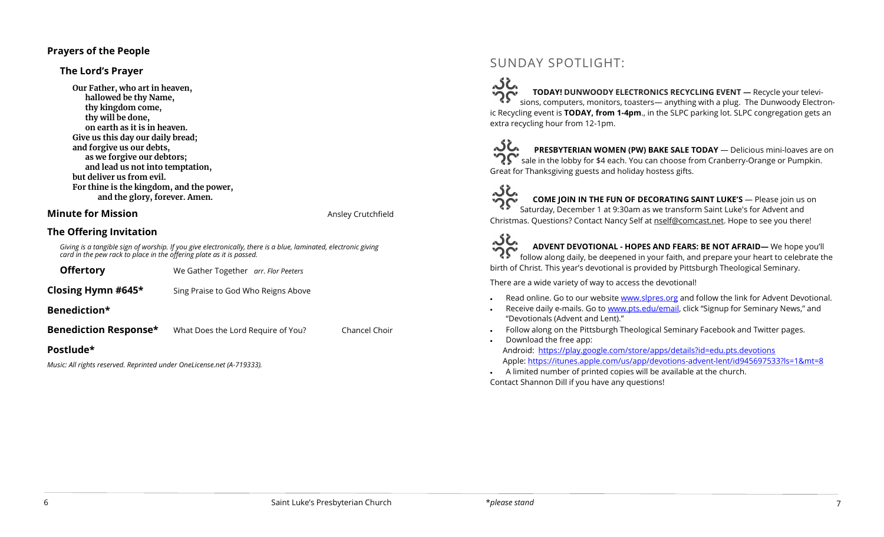## Prayers of the People

### The Lord's Prayer

**Our Father, who art in heaven,**
**hallowed be thy Name,**
**thy kingdom come,**
**thy will be done,**
**on earth as it is in heaven.**
**Give us this day our daily bread;**
**and forgive us our debts,**
**as we forgive our debtors;**
**and lead us not into temptation,**
**but deliver us from evil.**
**For thine is the kingdom, and the power,**
**and the glory, forever. Amen.**

**Minute for Mission** — Ansley Crutchfield

## The Offering Invitation

*Giving is a tangible sign of worship. If you give electronically, there is a blue, laminated, electronic giving card in the pew rack to place in the offering plate as it is passed.*

**Offertory** — We Gather Together *arr. Flor Peeters*

**Closing Hymn #645*** — Sing Praise to God Who Reigns Above

**Benediction***

**Benediction Response*** — What Does the Lord Require of You? — Chancel Choir

**Postlude***

*Music: All rights reserved. Reprinted under OneLicense.net (A-719333).*

*please stand

# SUNDAY SPOTLIGHT:

**TODAY! DUNWOODY ELECTRONICS RECYCLING EVENT —** Recycle your televisions, computers, monitors, toasters— anything with a plug. The Dunwoody Electronic Recycling event is **TODAY, from 1-4pm**., in the SLPC parking lot. SLPC congregation gets an extra recycling hour from 12-1pm.

**PRESBYTERIAN WOMEN (PW) BAKE SALE TODAY** — Delicious mini-loaves are on sale in the lobby for $4 each. You can choose from Cranberry-Orange or Pumpkin. Great for Thanksgiving guests and holiday hostess gifts.

**COME JOIN IN THE FUN OF DECORATING SAINT LUKE'S** — Please join us on Saturday, December 1 at 9:30am as we transform Saint Luke's for Advent and Christmas. Questions? Contact Nancy Self at nself@comcast.net. Hope to see you there!

**ADVENT DEVOTIONAL - HOPES AND FEARS: BE NOT AFRAID—** We hope you'll follow along daily, be deepened in your faith, and prepare your heart to celebrate the birth of Christ. This year's devotional is provided by Pittsburgh Theological Seminary.

There are a wide variety of way to access the devotional!

- Read online. Go to our website www.slpres.org and follow the link for Advent Devotional.
- Receive daily e-mails. Go to www.pts.edu/email, click "Signup for Seminary News," and "Devotionals (Advent and Lent)."
- Follow along on the Pittsburgh Theological Seminary Facebook and Twitter pages.
- Download the free app:
  Android: https://play.google.com/store/apps/details?id=edu.pts.devotions
  Apple: https://itunes.apple.com/us/app/devotions-advent-lent/id945697533?ls=1&mt=8
- A limited number of printed copies will be available at the church.

Contact Shannon Dill if you have any questions!